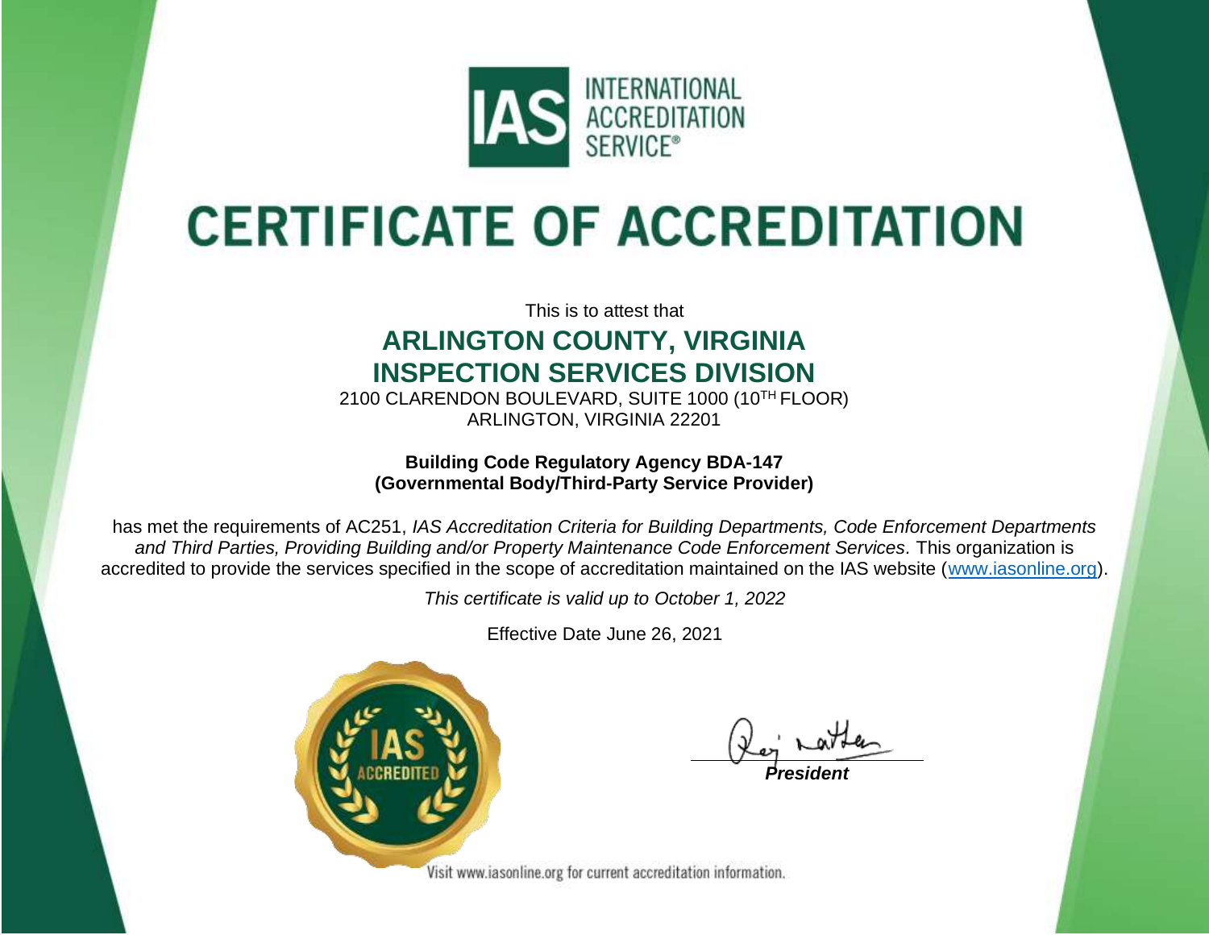INTERNATIONAL ACCREDITATION SERVICE®

# CERTIFICATE OF ACCREDITATION

This is to attest that

## ARLINGTON COUNTY, VIRGINIA
## INSPECTION SERVICES DIVISION

2100 CLARENDON BOULEVARD, SUITE 1000 (10TH FLOOR)
ARLINGTON, VIRGINIA 22201

**Building Code Regulatory Agency BDA-147**
**(Governmental Body/Third-Party Service Provider)**

has met the requirements of AC251, *IAS Accreditation Criteria for Building Departments, Code Enforcement Departments and Third Parties, Providing Building and/or Property Maintenance Code Enforcement Services.* This organization is accredited to provide the services specified in the scope of accreditation maintained on the IAS website (www.iasonline.org).

*This certificate is valid up to October 1, 2022*

Effective Date June 26, 2021

IAS ACCREDITED

***President***

Visit www.iasonline.org for current accreditation information.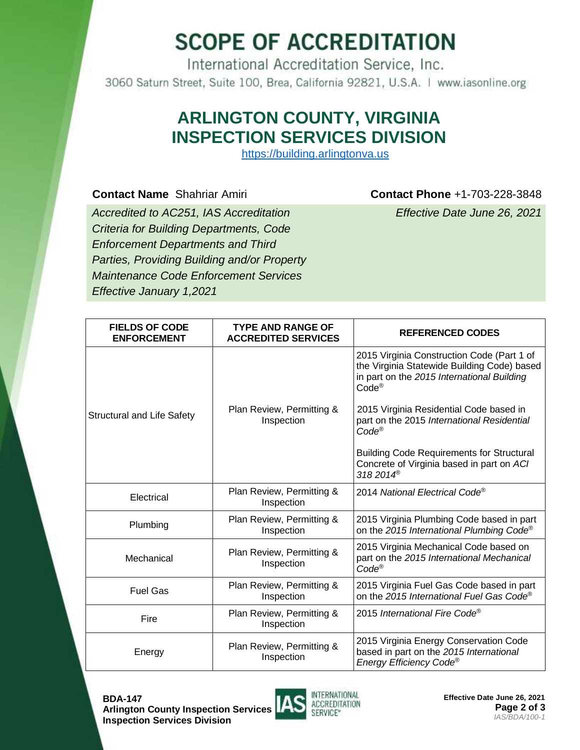# SCOPE OF ACCREDITATION

International Accreditation Service, Inc.

3060 Saturn Street, Suite 100, Brea, California 92821, U.S.A. | www.iasonline.org

## ARLINGTON COUNTY, VIRGINIA INSPECTION SERVICES DIVISION

https://building.arlingtonva.us

**Contact Name** Shahriar Amiri **Contact Phone** +1-703-228-3848

*Accredited to AC251, IAS Accreditation Criteria for Building Departments, Code Enforcement Departments and Third Parties, Providing Building and/or Property Maintenance Code Enforcement Services Effective January 1,2021*

*Effective Date June 26, 2021*

| FIELDS OF CODE ENFORCEMENT | TYPE AND RANGE OF ACCREDITED SERVICES | REFERENCED CODES |
|---|---|---|
| Structural and Life Safety | Plan Review, Permitting & Inspection | 2015 Virginia Construction Code (Part 1 of the Virginia Statewide Building Code) based in part on the *2015 International Building* Code® <br><br> 2015 Virginia Residential Code based in part on the 2015 *International Residential Code®* <br><br> Building Code Requirements for Structural Concrete of Virginia based in part on *ACI 318 2014®* |
| Electrical | Plan Review, Permitting & Inspection | 2014 *National Electrical Code®* |
| Plumbing | Plan Review, Permitting & Inspection | 2015 Virginia Plumbing Code based in part on the *2015 International Plumbing Code®* |
| Mechanical | Plan Review, Permitting & Inspection | 2015 Virginia Mechanical Code based on part on the *2015 International Mechanical Code®* |
| Fuel Gas | Plan Review, Permitting & Inspection | 2015 Virginia Fuel Gas Code based in part on the *2015 International Fuel Gas Code®* |
| Fire | Plan Review, Permitting & Inspection | 2015 *International Fire Code®* |
| Energy | Plan Review, Permitting & Inspection | 2015 Virginia Energy Conservation Code based in part on the *2015 International Energy Efficiency Code®* |

**BDA-147**
**Arlington County Inspection Services**
**Inspection Services Division**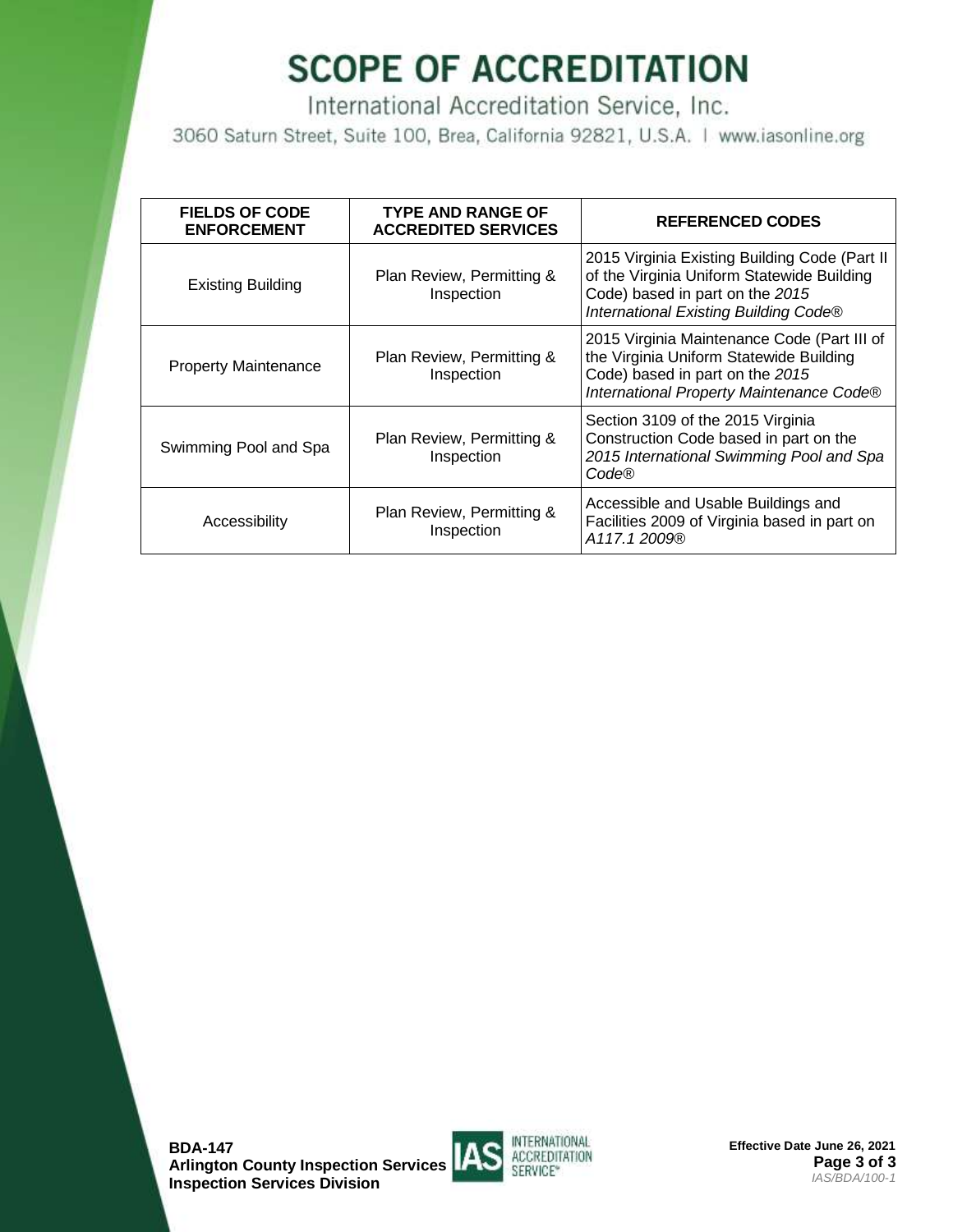# SCOPE OF ACCREDITATION

International Accreditation Service, Inc.

3060 Saturn Street, Suite 100, Brea, California 92821, U.S.A. | www.iasonline.org

| FIELDS OF CODE ENFORCEMENT | TYPE AND RANGE OF ACCREDITED SERVICES | REFERENCED CODES |
|---|---|---|
| Existing Building | Plan Review, Permitting & Inspection | 2015 Virginia Existing Building Code (Part II of the Virginia Uniform Statewide Building Code) based in part on the *2015 International Existing Building Code®* |
| Property Maintenance | Plan Review, Permitting & Inspection | 2015 Virginia Maintenance Code (Part III of the Virginia Uniform Statewide Building Code) based in part on the *2015 International Property Maintenance Code®* |
| Swimming Pool and Spa | Plan Review, Permitting & Inspection | Section 3109 of the 2015 Virginia Construction Code based in part on the *2015 International Swimming Pool and Spa Code®* |
| Accessibility | Plan Review, Permitting & Inspection | Accessible and Usable Buildings and Facilities 2009 of Virginia based in part on *A117.1 2009®* |

**BDA-147**
**Arlington County Inspection Services**
**Inspection Services Division**

**Effective Date June 26, 2021**

*IAS/BDA/100-1*